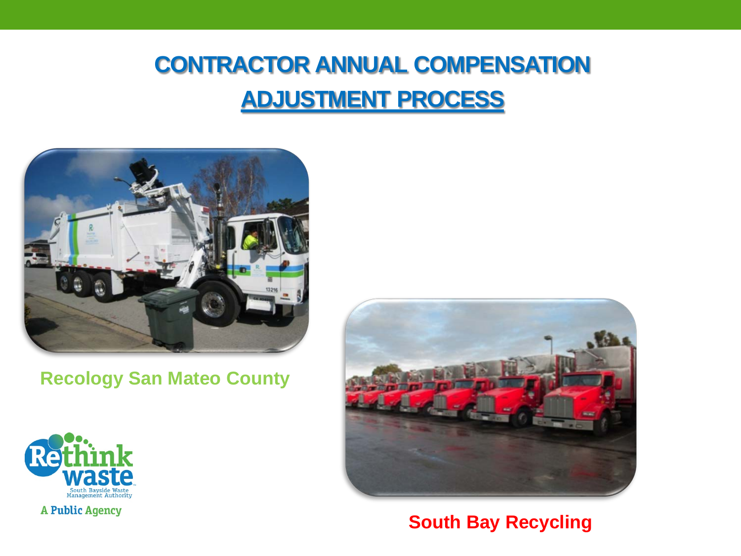# CONTRACTOR ANNUAL COMPENSATION ADJUSTMENT PROCESS

Recology San Mateo County

South Bay Recycling

Rethink waste
South Bayside Waste Management Authority

A Public Agency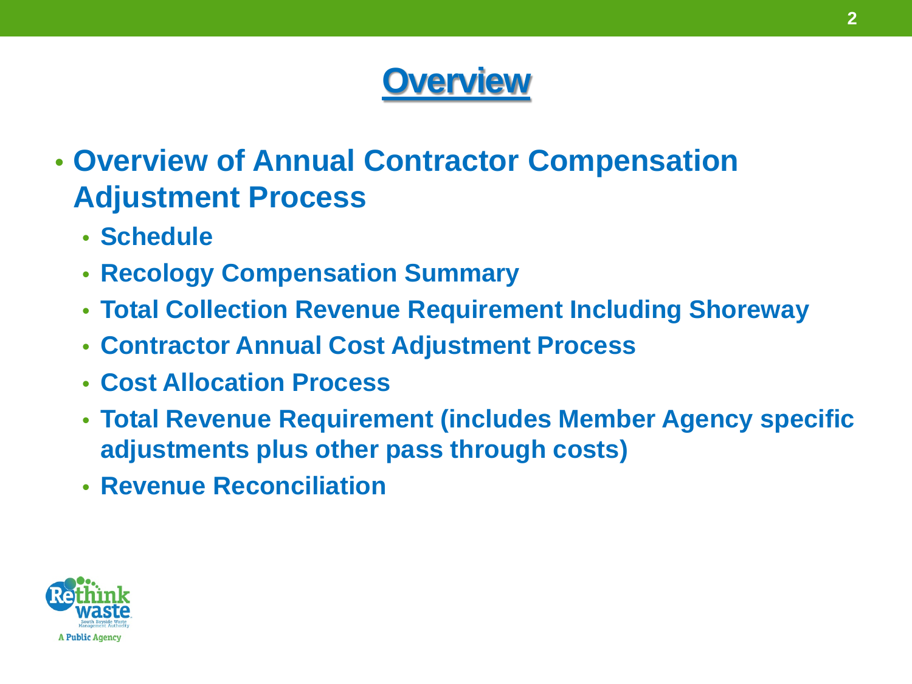# Overview

- Overview of Annual Contractor Compensation Adjustment Process
  - Schedule
  - Recology Compensation Summary
  - Total Collection Revenue Requirement Including Shoreway
  - Contractor Annual Cost Adjustment Process
  - Cost Allocation Process
  - Total Revenue Requirement (includes Member Agency specific adjustments plus other pass through costs)
  - Revenue Reconciliation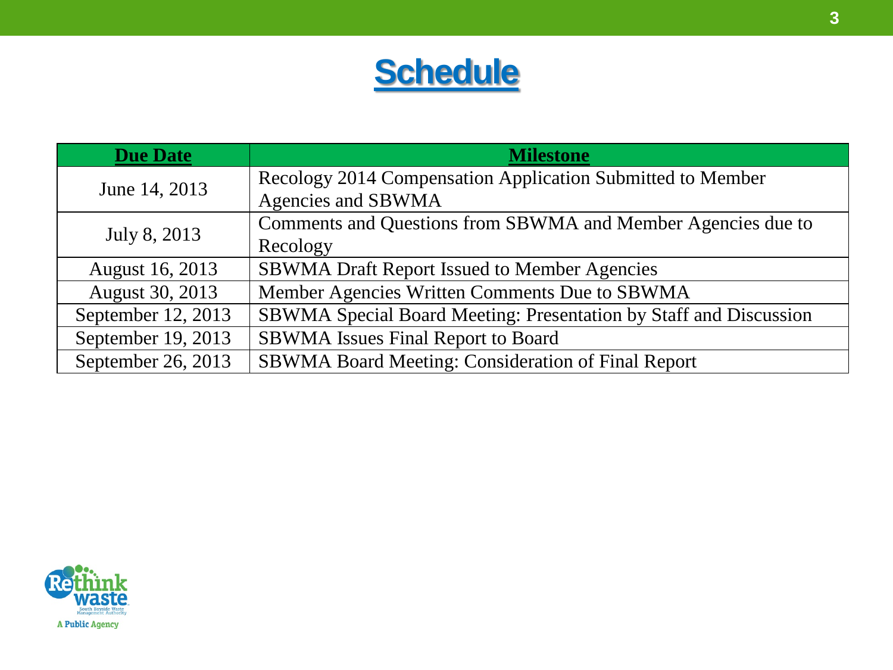# Schedule

| Due Date | Milestone |
| --- | --- |
| June 14, 2013 | Recology 2014 Compensation Application Submitted to Member Agencies and SBWMA |
| July 8, 2013 | Comments and Questions from SBWMA and Member Agencies due to Recology |
| August 16, 2013 | SBWMA Draft Report Issued to Member Agencies |
| August 30, 2013 | Member Agencies Written Comments Due to SBWMA |
| September 12, 2013 | SBWMA Special Board Meeting: Presentation by Staff and Discussion |
| September 19, 2013 | SBWMA Issues Final Report to Board |
| September 26, 2013 | SBWMA Board Meeting: Consideration of Final Report |

Rethink waste
South Bayside Waste Management Authority
A Public Agency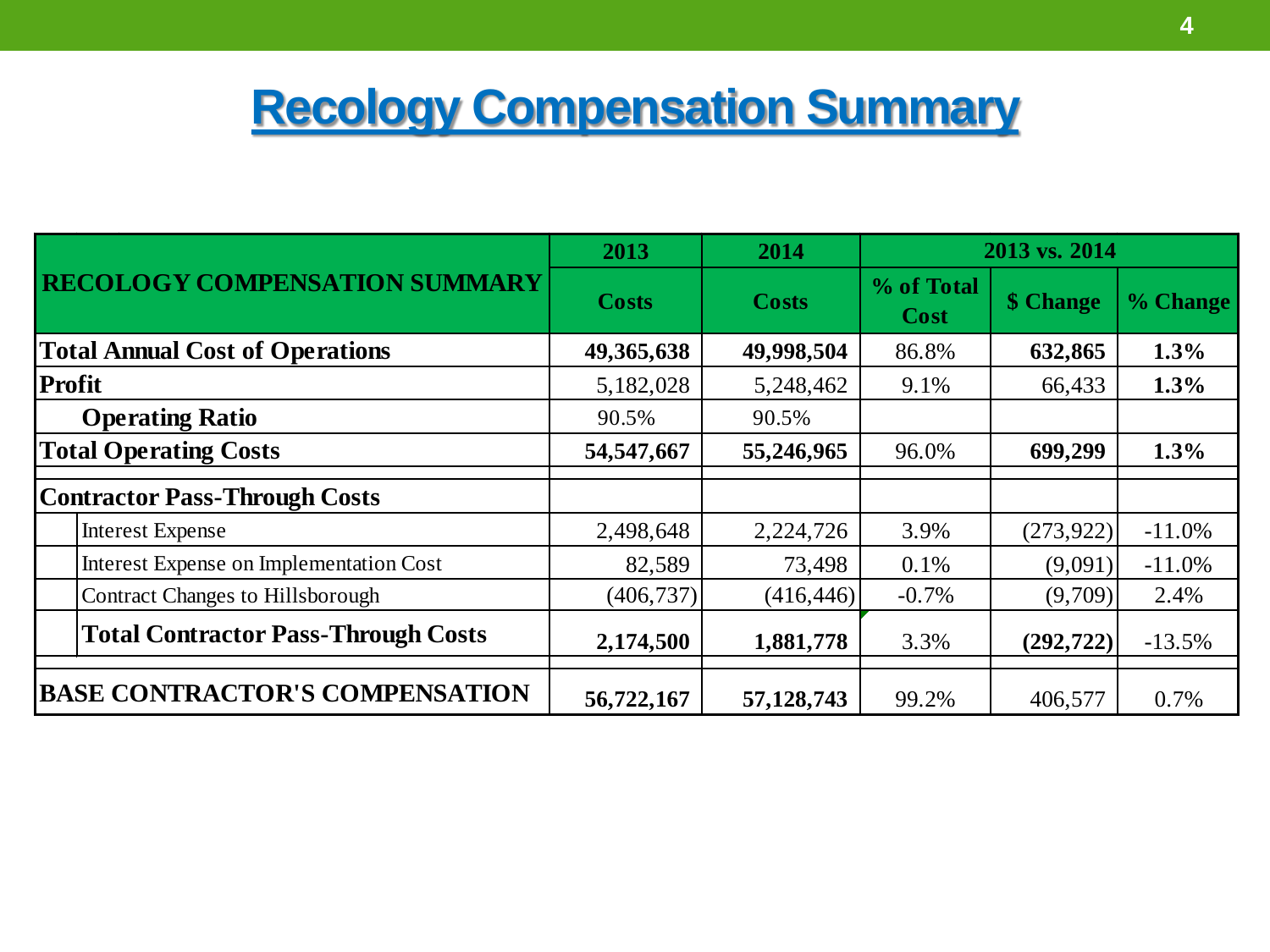# Recology Compensation Summary

| RECOLOGY COMPENSATION SUMMARY | 2013 | 2014 | 2013 vs. 2014 | | |
|---|---|---|---|---|---|
| | Costs | Costs | % of Total Cost | $ Change | % Change |
| **Total Annual Cost of Operations** | **49,365,638** | **49,998,504** | 86.8% | **632,865** | **1.3%** |
| **Profit** | 5,182,028 | 5,248,462 | 9.1% | 66,433 | **1.3%** |
| **Operating Ratio** | 90.5% | 90.5% | | | |
| **Total Operating Costs** | **54,547,667** | **55,246,965** | 96.0% | **699,299** | **1.3%** |
| **Contractor Pass-Through Costs** | | | | | |
| Interest Expense | 2,498,648 | 2,224,726 | 3.9% | (273,922) | -11.0% |
| Interest Expense on Implementation Cost | 82,589 | 73,498 | 0.1% | (9,091) | -11.0% |
| Contract Changes to Hillsborough | (406,737) | (416,446) | -0.7% | (9,709) | 2.4% |
| **Total Contractor Pass-Through Costs** | **2,174,500** | **1,881,778** | 3.3% | **(292,722)** | -13.5% |
| **BASE CONTRACTOR'S COMPENSATION** | **56,722,167** | **57,128,743** | 99.2% | 406,577 | 0.7% |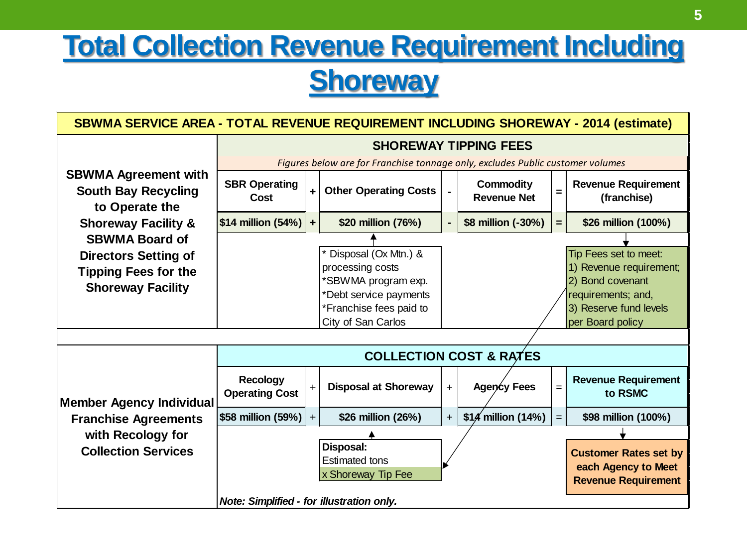# Total Collection Revenue Requirement Including Shoreway

**SBWMA SERVICE AREA - TOTAL REVENUE REQUIREMENT INCLUDING SHOREWAY - 2014 (estimate)**

**SBWMA Agreement with South Bay Recycling to Operate the Shoreway Facility & SBWMA Board of Directors Setting of Tipping Fees for the Shoreway Facility**

**SHOREWAY TIPPING FEES**

*Figures below are for Franchise tonnage only, excludes Public customer volumes*

| SBR Operating Cost | + | Other Operating Costs | - | Commodity Revenue Net | = | Revenue Requirement (franchise) |
|---|---|---|---|---|---|---|
| $14 million (54%) | + | $20 million (76%) | - | $8 million (-30%) | = | $26 million (100%) |

Other Operating Costs:
- * Disposal (Ox Mtn.) & processing costs
- *SBWMA program exp.
- *Debt service payments
- *Franchise fees paid to City of San Carlos

Tip Fees set to meet:
1) Revenue requirement;
2) Bond covenant requirements; and,
3) Reserve fund levels per Board policy

**Member Agency Individual Franchise Agreements with Recology for Collection Services**

**COLLECTION COST & RATES**

| Recology Operating Cost | + | Disposal at Shoreway | + | Agency Fees | = | Revenue Requirement to RSMC |
|---|---|---|---|---|---|---|
| $58 million (59%) | + | $26 million (26%) | + | $14 million (14%) | = | $98 million (100%) |

**Disposal:**
Estimated tons
x Shoreway Tip Fee

**Customer Rates set by each Agency to Meet Revenue Requirement**

***Note: Simplified - for illustration only.***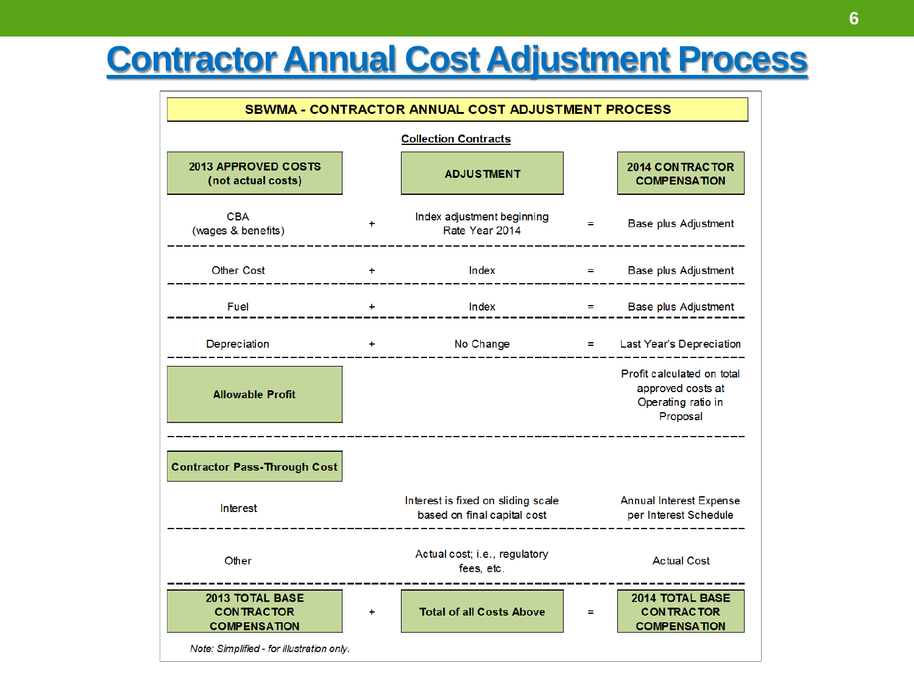# Contractor Annual Cost Adjustment Process

**SBWMA - CONTRACTOR ANNUAL COST ADJUSTMENT PROCESS**

**Collection Contracts**

| 2013 APPROVED COSTS (not actual costs) | | ADJUSTMENT | | 2014 CONTRACTOR COMPENSATION |
|---|---|---|---|---|
| CBA (wages & benefits) | + | Index adjustment beginning Rate Year 2014 | = | Base plus Adjustment |
| Other Cost | + | Index | = | Base plus Adjustment |
| Fuel | + | Index | = | Base plus Adjustment |
| Depreciation | + | No Change | = | Last Year's Depreciation |
| **Allowable Profit** | | | | Profit calculated on total approved costs at Operating ratio in Proposal |
| **Contractor Pass-Through Cost** | | | | |
| Interest | | Interest is fixed on sliding scale based on final capital cost | | Annual Interest Expense per Interest Schedule |
| Other | | Actual cost; i.e., regulatory fees, etc. | | Actual Cost |
| **2013 TOTAL BASE CONTRACTOR COMPENSATION** | + | **Total of all Costs Above** | = | **2014 TOTAL BASE CONTRACTOR COMPENSATION** |

*Note: Simplified - for illustration only.*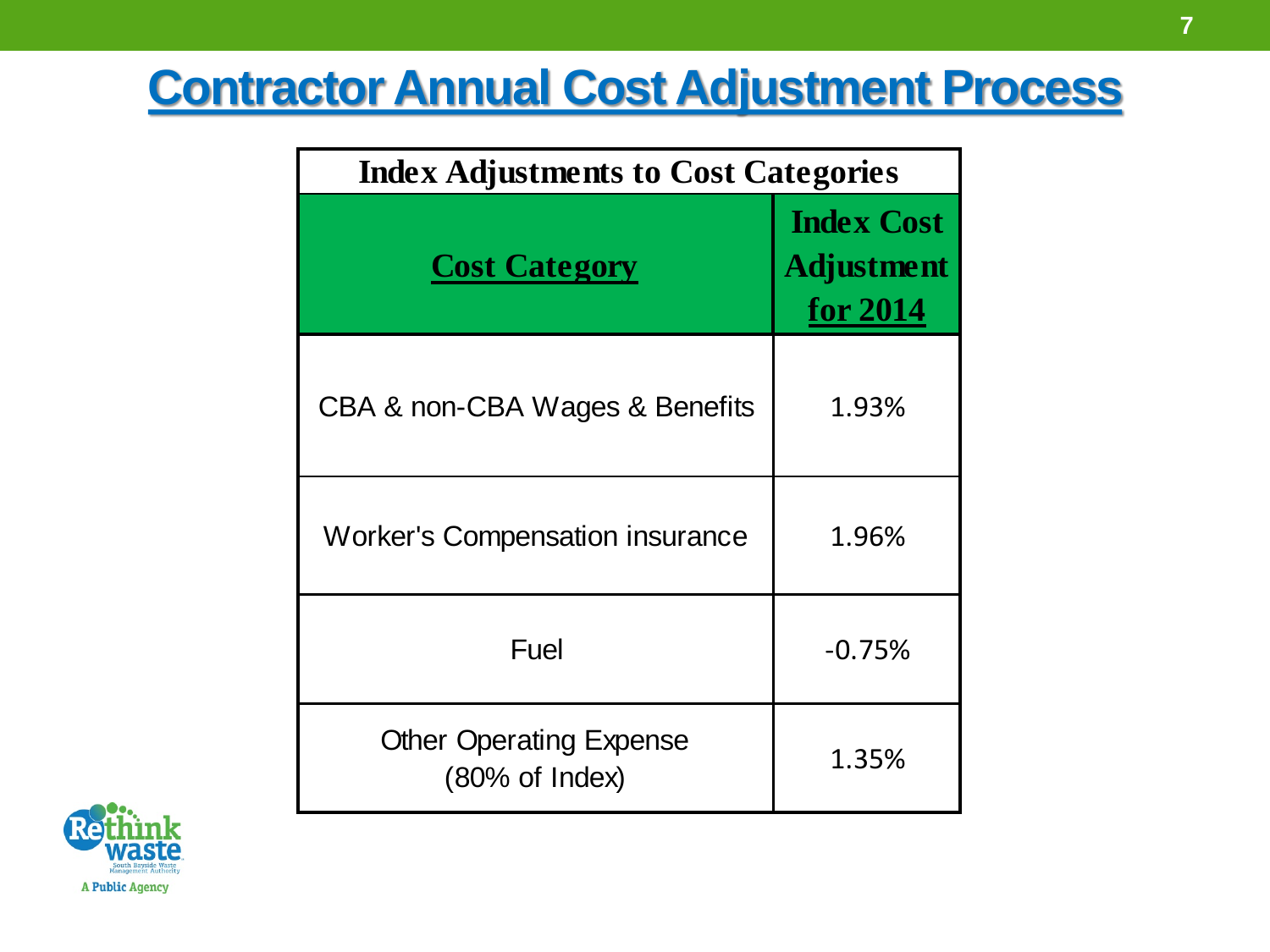# Contractor Annual Cost Adjustment Process

| Index Adjustments to Cost Categories | |
|---|---|
| **Cost Category** | **Index Cost Adjustment for 2014** |
| CBA & non-CBA Wages & Benefits | 1.93% |
| Worker's Compensation insurance | 1.96% |
| Fuel | -0.75% |
| Other Operating Expense (80% of Index) | 1.35% |

Rethink waste
South Bayside Waste Management Authority
A Public Agency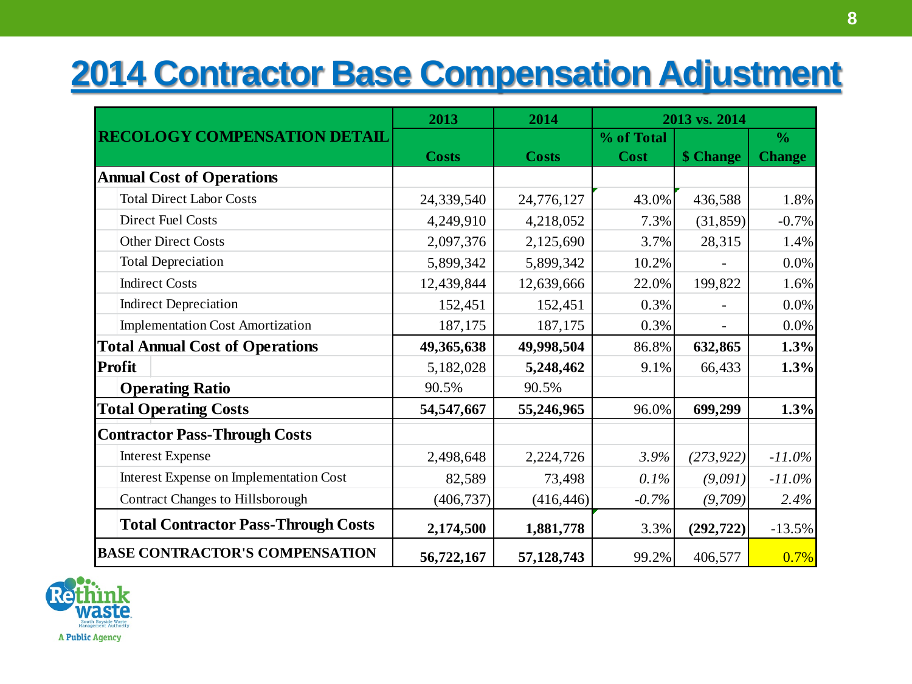# 2014 Contractor Base Compensation Adjustment

| RECOLOGY COMPENSATION DETAIL | 2013 | 2014 | 2013 vs. 2014 | | |
|---|---|---|---|---|---|
| | Costs | Costs | % of Total Cost | $ Change | % Change |
| **Annual Cost of Operations** | | | | | |
| Total Direct Labor Costs | 24,339,540 | 24,776,127 | 43.0% | 436,588 | 1.8% |
| Direct Fuel Costs | 4,249,910 | 4,218,052 | 7.3% | (31,859) | -0.7% |
| Other Direct Costs | 2,097,376 | 2,125,690 | 3.7% | 28,315 | 1.4% |
| Total Depreciation | 5,899,342 | 5,899,342 | 10.2% | - | 0.0% |
| Indirect Costs | 12,439,844 | 12,639,666 | 22.0% | 199,822 | 1.6% |
| Indirect Depreciation | 152,451 | 152,451 | 0.3% | - | 0.0% |
| Implementation Cost Amortization | 187,175 | 187,175 | 0.3% | - | 0.0% |
| **Total Annual Cost of Operations** | **49,365,638** | **49,998,504** | 86.8% | **632,865** | **1.3%** |
| **Profit** | 5,182,028 | **5,248,462** | 9.1% | 66,433 | **1.3%** |
| **Operating Ratio** | 90.5% | 90.5% | | | |
| **Total Operating Costs** | **54,547,667** | **55,246,965** | 96.0% | **699,299** | **1.3%** |
| **Contractor Pass-Through Costs** | | | | | |
| Interest Expense | 2,498,648 | 2,224,726 | *3.9%* | *(273,922)* | *-11.0%* |
| Interest Expense on Implementation Cost | 82,589 | 73,498 | *0.1%* | *(9,091)* | *-11.0%* |
| Contract Changes to Hillsborough | (406,737) | (416,446) | *-0.7%* | *(9,709)* | *2.4%* |
| **Total Contractor Pass-Through Costs** | **2,174,500** | **1,881,778** | 3.3% | **(292,722)** | -13.5% |
| **BASE CONTRACTOR'S COMPENSATION** | **56,722,167** | **57,128,743** | 99.2% | 406,577 | 0.7% |

Rethink waste
South Bayside Waste Management Authority
A Public Agency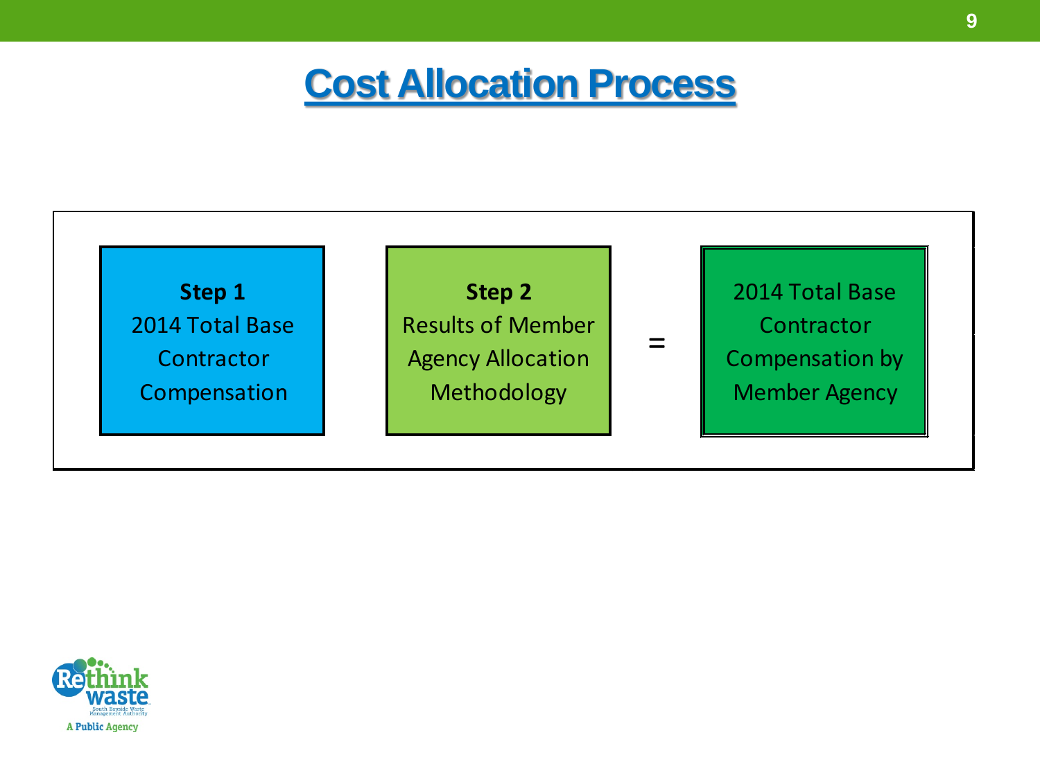# Cost Allocation Process

**Step 1**
2014 Total Base Contractor Compensation

**Step 2**
Results of Member Agency Allocation Methodology

=

2014 Total Base Contractor Compensation by Member Agency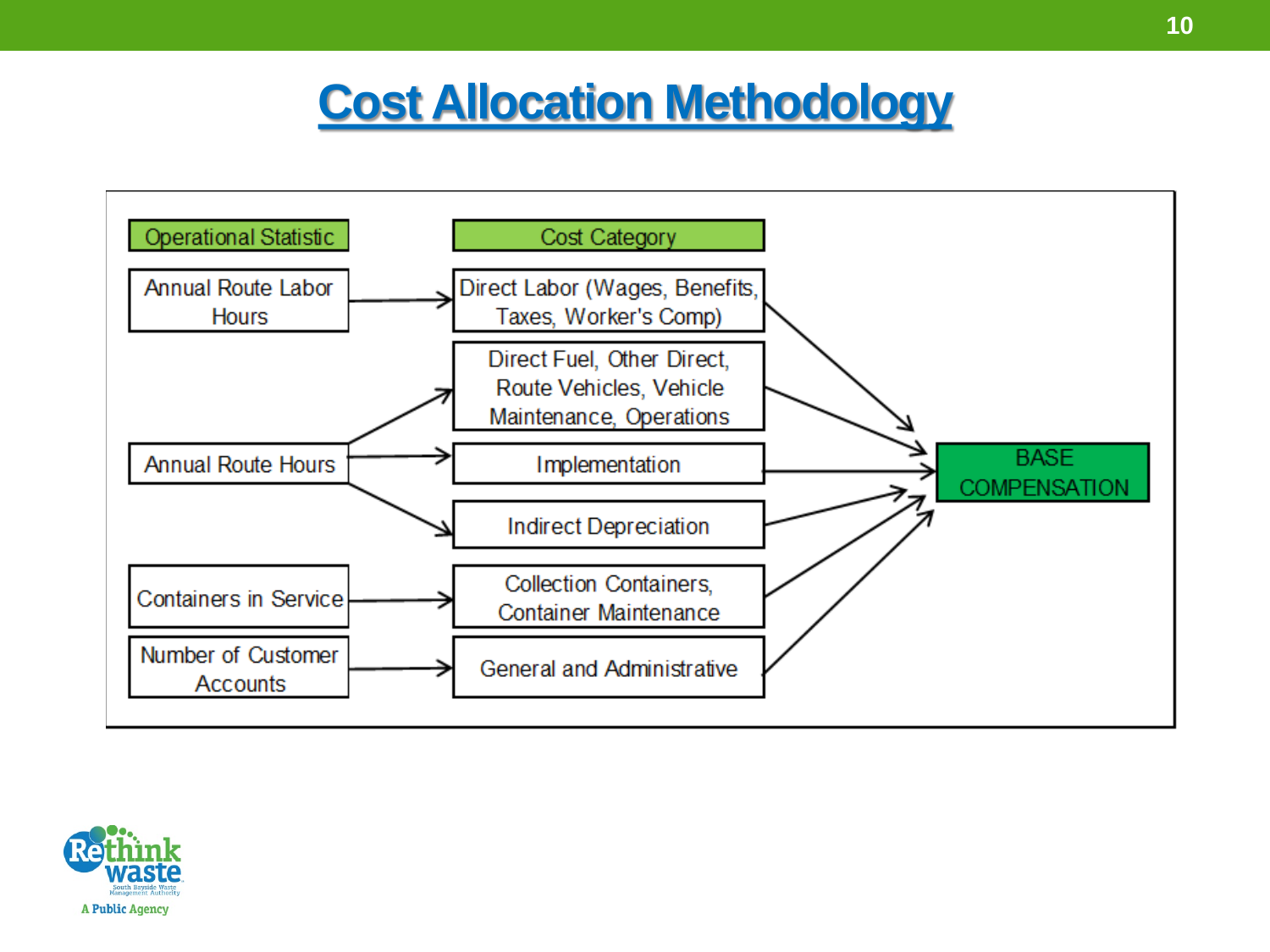# Cost Allocation Methodology

| Operational Statistic | Cost Category |
| --- | --- |
| Annual Route Labor Hours | Direct Labor (Wages, Benefits, Taxes, Worker's Comp) |
| Annual Route Hours | Direct Fuel, Other Direct, Route Vehicles, Vehicle Maintenance, Operations |
| Annual Route Hours | Implementation |
| Annual Route Hours | Indirect Depreciation |
| Containers in Service | Collection Containers, Container Maintenance |
| Number of Customer Accounts | General and Administrative |

All cost categories → BASE COMPENSATION

Rethink waste — South Bayside Waste Management Authority — A Public Agency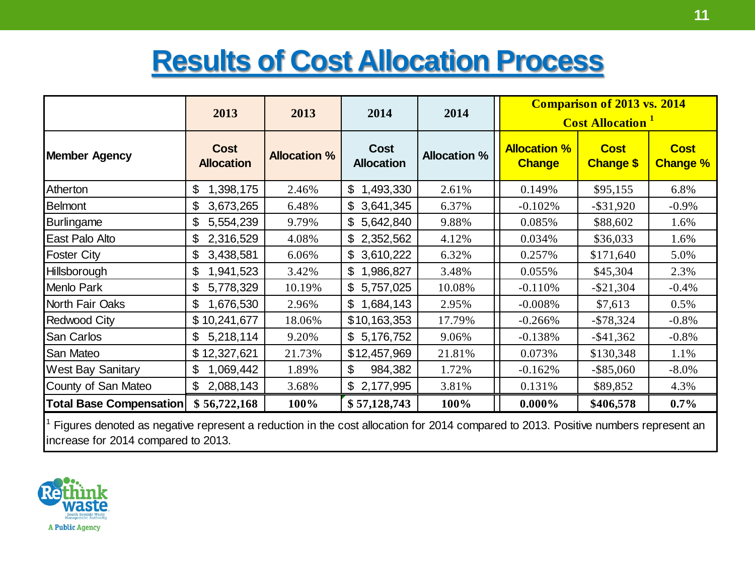# Results of Cost Allocation Process

| | 2013 | 2013 | 2014 | 2014 | Comparison of 2013 vs. 2014 Cost Allocation [1] | | |
|---|---|---|---|---|---|---|---|
| **Member Agency** | **Cost Allocation** | **Allocation %** | **Cost Allocation** | **Allocation %** | **Allocation % Change** | **Cost Change $** | **Cost Change %** |
| Atherton | $ 1,398,175 | 2.46% | $ 1,493,330 | 2.61% | 0.149% | $95,155 | 6.8% |
| Belmont | $ 3,673,265 | 6.48% | $ 3,641,345 | 6.37% | -0.102% | -$31,920 | -0.9% |
| Burlingame | $ 5,554,239 | 9.79% | $ 5,642,840 | 9.88% | 0.085% | $88,602 | 1.6% |
| East Palo Alto | $ 2,316,529 | 4.08% | $ 2,352,562 | 4.12% | 0.034% | $36,033 | 1.6% |
| Foster City | $ 3,438,581 | 6.06% | $ 3,610,222 | 6.32% | 0.257% | $171,640 | 5.0% |
| Hillsborough | $ 1,941,523 | 3.42% | $ 1,986,827 | 3.48% | 0.055% | $45,304 | 2.3% |
| Menlo Park | $ 5,778,329 | 10.19% | $ 5,757,025 | 10.08% | -0.110% | -$21,304 | -0.4% |
| North Fair Oaks | $ 1,676,530 | 2.96% | $ 1,684,143 | 2.95% | -0.008% | $7,613 | 0.5% |
| Redwood City | $ 10,241,677 | 18.06% | $10,163,353 | 17.79% | -0.266% | -$78,324 | -0.8% |
| San Carlos | $ 5,218,114 | 9.20% | $ 5,176,752 | 9.06% | -0.138% | -$41,362 | -0.8% |
| San Mateo | $ 12,327,621 | 21.73% | $12,457,969 | 21.81% | 0.073% | $130,348 | 1.1% |
| West Bay Sanitary | $ 1,069,442 | 1.89% | $ 984,382 | 1.72% | -0.162% | -$85,060 | -8.0% |
| County of San Mateo | $ 2,088,143 | 3.68% | $ 2,177,995 | 3.81% | 0.131% | $89,852 | 4.3% |
| **Total Base Compensation** | **$ 56,722,168** | **100%** | **$ 57,128,743** | **100%** | **0.000%** | **$406,578** | **0.7%** |

[1] Figures denoted as negative represent a reduction in the cost allocation for 2014 compared to 2013. Positive numbers represent an increase for 2014 compared to 2013.

Rethink waste
South Bayside Waste Management Authority
A Public Agency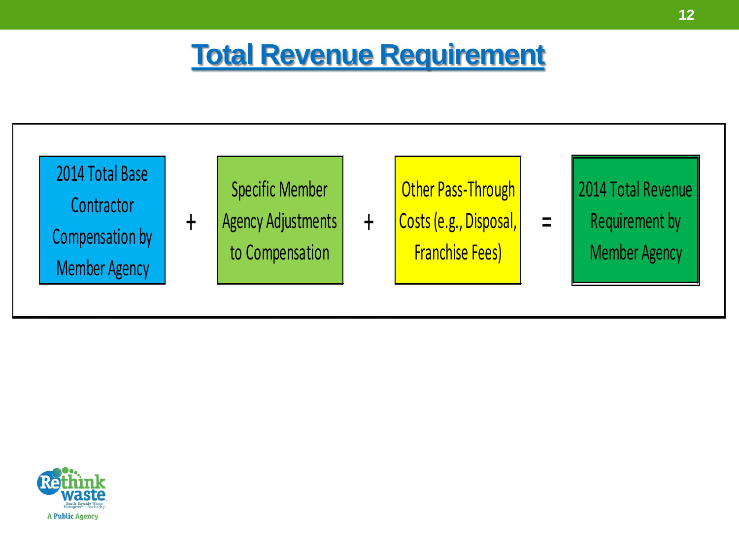# Total Revenue Requirement

2014 Total Base Contractor Compensation by Member Agency + Specific Member Agency Adjustments to Compensation + Other Pass-Through Costs (e.g., Disposal, Franchise Fees) = 2014 Total Revenue Requirement by Member Agency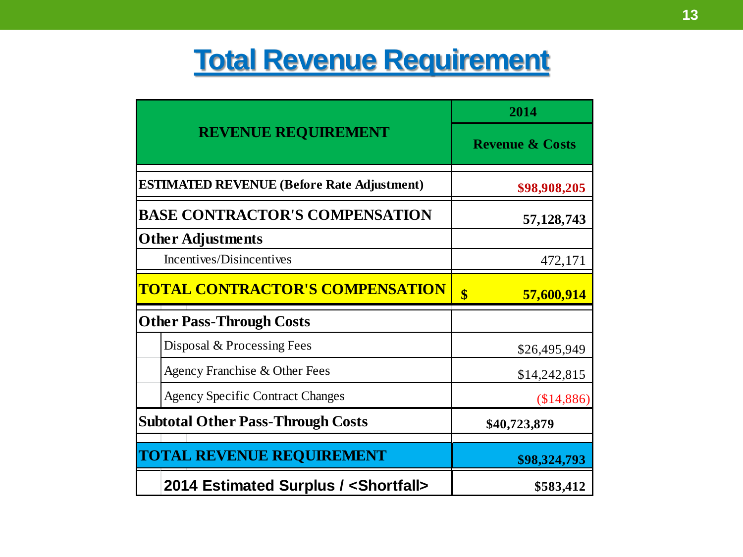# Total Revenue Requirement

| REVENUE REQUIREMENT | 2014 Revenue & Costs |
|---|---|
| **ESTIMATED REVENUE (Before Rate Adjustment)** | **$98,908,205** |
| **BASE CONTRACTOR'S COMPENSATION** | **57,128,743** |
| **Other Adjustments** | |
| Incentives/Disincentives | 472,171 |
| **TOTAL CONTRACTOR'S COMPENSATION** | **$ 57,600,914** |
| **Other Pass-Through Costs** | |
| Disposal & Processing Fees | $26,495,949 |
| Agency Franchise & Other Fees | $14,242,815 |
| Agency Specific Contract Changes | ($14,886) |
| **Subtotal Other Pass-Through Costs** | **$40,723,879** |
| **TOTAL REVENUE REQUIREMENT** | **$98,324,793** |
| **2014 Estimated Surplus / <Shortfall>** | **$583,412** |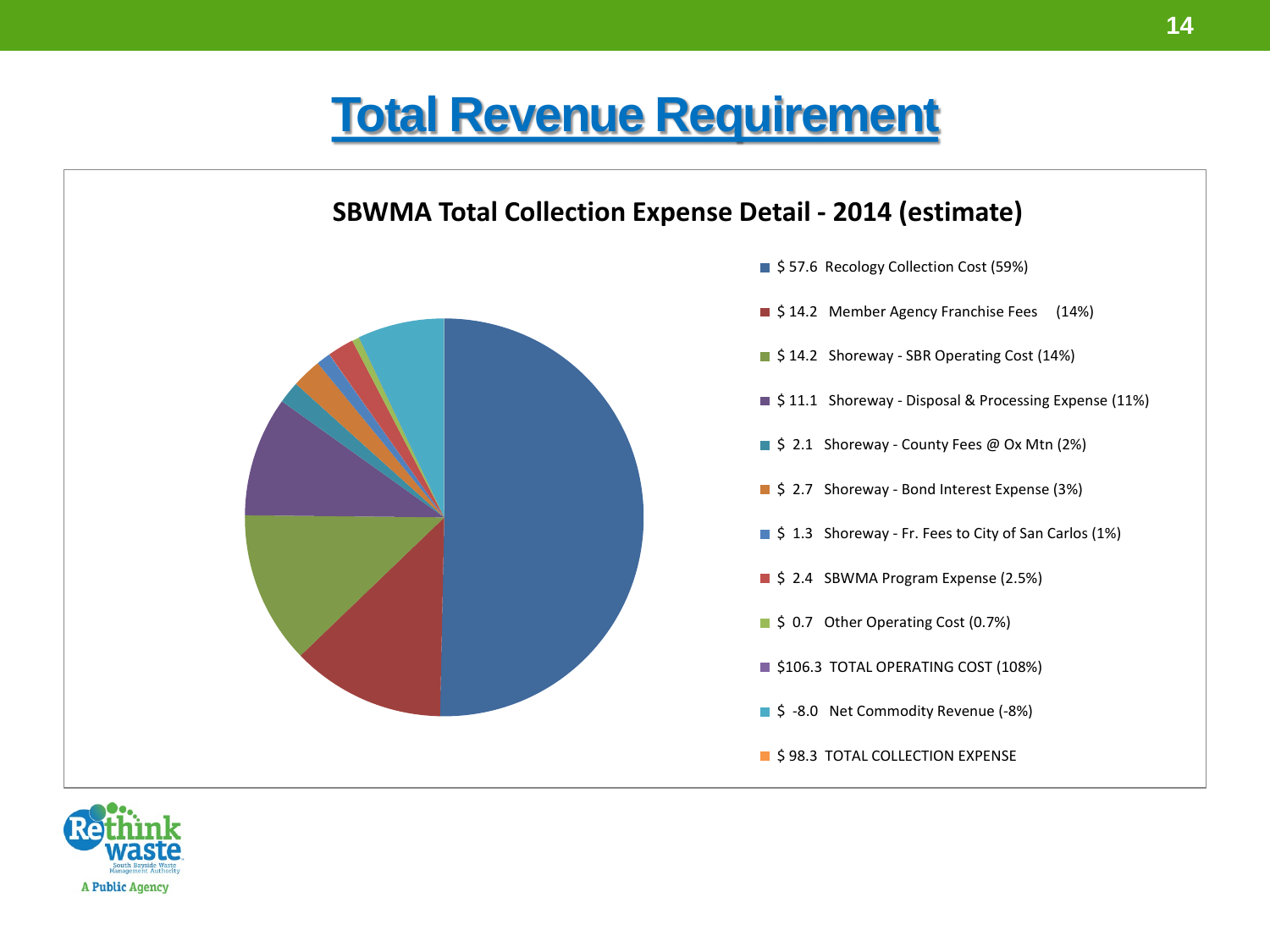# Total Revenue Requirement

## SBWMA Total Collection Expense Detail - 2014 (estimate)

- $ 57.6 Recology Collection Cost (59%)
- $ 14.2 Member Agency Franchise Fees (14%)
- $ 14.2 Shoreway - SBR Operating Cost (14%)
- $ 11.1 Shoreway - Disposal & Processing Expense (11%)
- $ 2.1 Shoreway - County Fees @ Ox Mtn (2%)
- $ 2.7 Shoreway - Bond Interest Expense (3%)
- $ 1.3 Shoreway - Fr. Fees to City of San Carlos (1%)
- $ 2.4 SBWMA Program Expense (2.5%)
- $ 0.7 Other Operating Cost (0.7%)
- $106.3 TOTAL OPERATING COST (108%)
- $ -8.0 Net Commodity Revenue (-8%)
- $ 98.3 TOTAL COLLECTION EXPENSE

Rethink waste
South Bayside Waste Management Authority
A Public Agency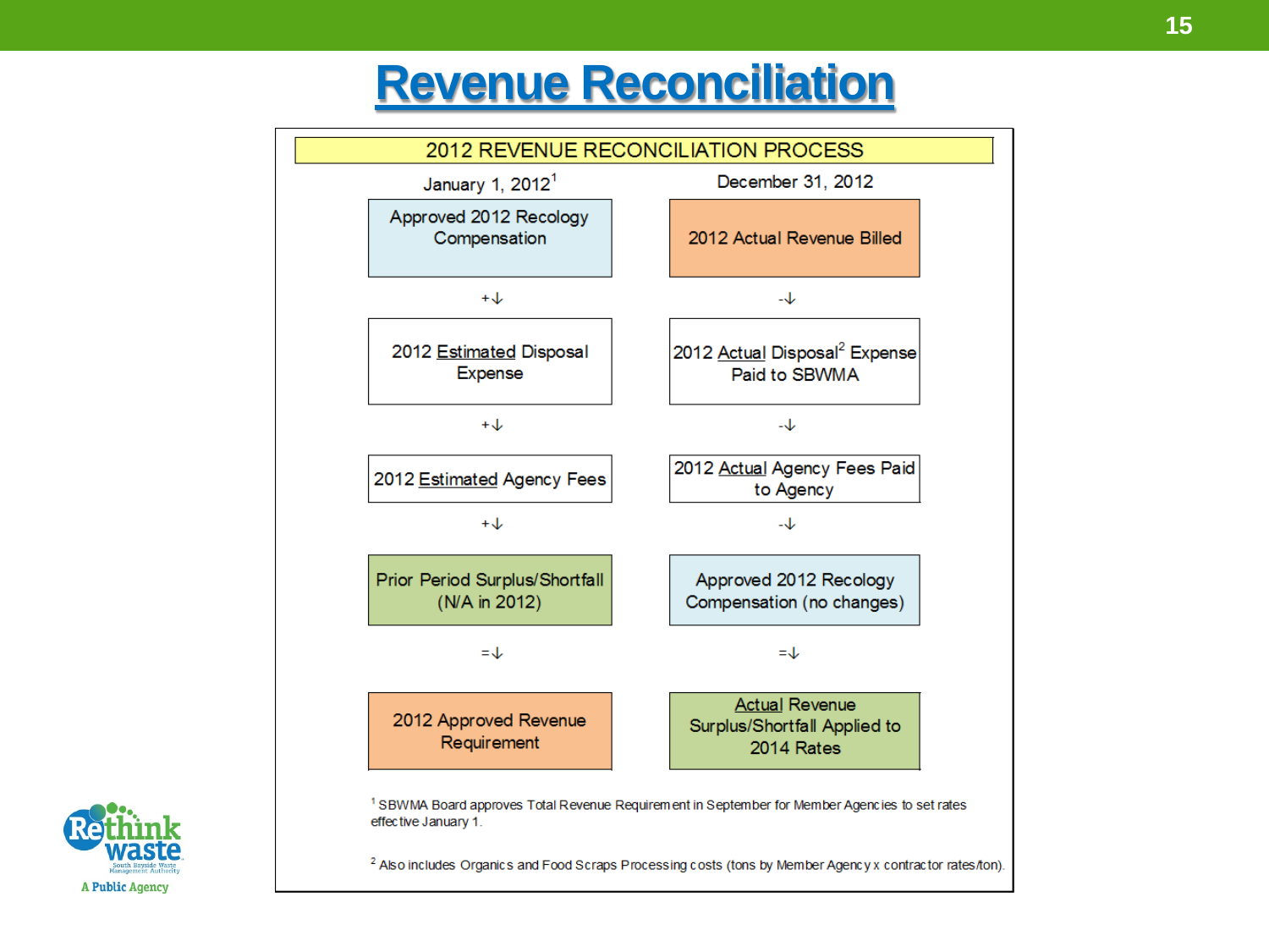# Revenue Reconciliation

| 2012 REVENUE RECONCILIATION PROCESS | |
|---|---|
| January 1, 2012[1] | December 31, 2012 |
| Approved 2012 Recology Compensation | 2012 Actual Revenue Billed |
| + ↓ | - ↓ |
| 2012 Estimated Disposal Expense | 2012 Actual Disposal[2] Expense Paid to SBWMA |
| + ↓ | - ↓ |
| 2012 Estimated Agency Fees | 2012 Actual Agency Fees Paid to Agency |
| + ↓ | - ↓ |
| Prior Period Surplus/Shortfall (N/A in 2012) | Approved 2012 Recology Compensation (no changes) |
| = ↓ | = ↓ |
| 2012 Approved Revenue Requirement | Actual Revenue Surplus/Shortfall Applied to 2014 Rates |

[1] SBWMA Board approves Total Revenue Requirement in September for Member Agencies to set rates effective January 1.

[2] Also includes Organics and Food Scraps Processing costs (tons by Member Agency x contractor rates/ton).

Rethink waste
South Bayside Waste Management Authority
A Public Agency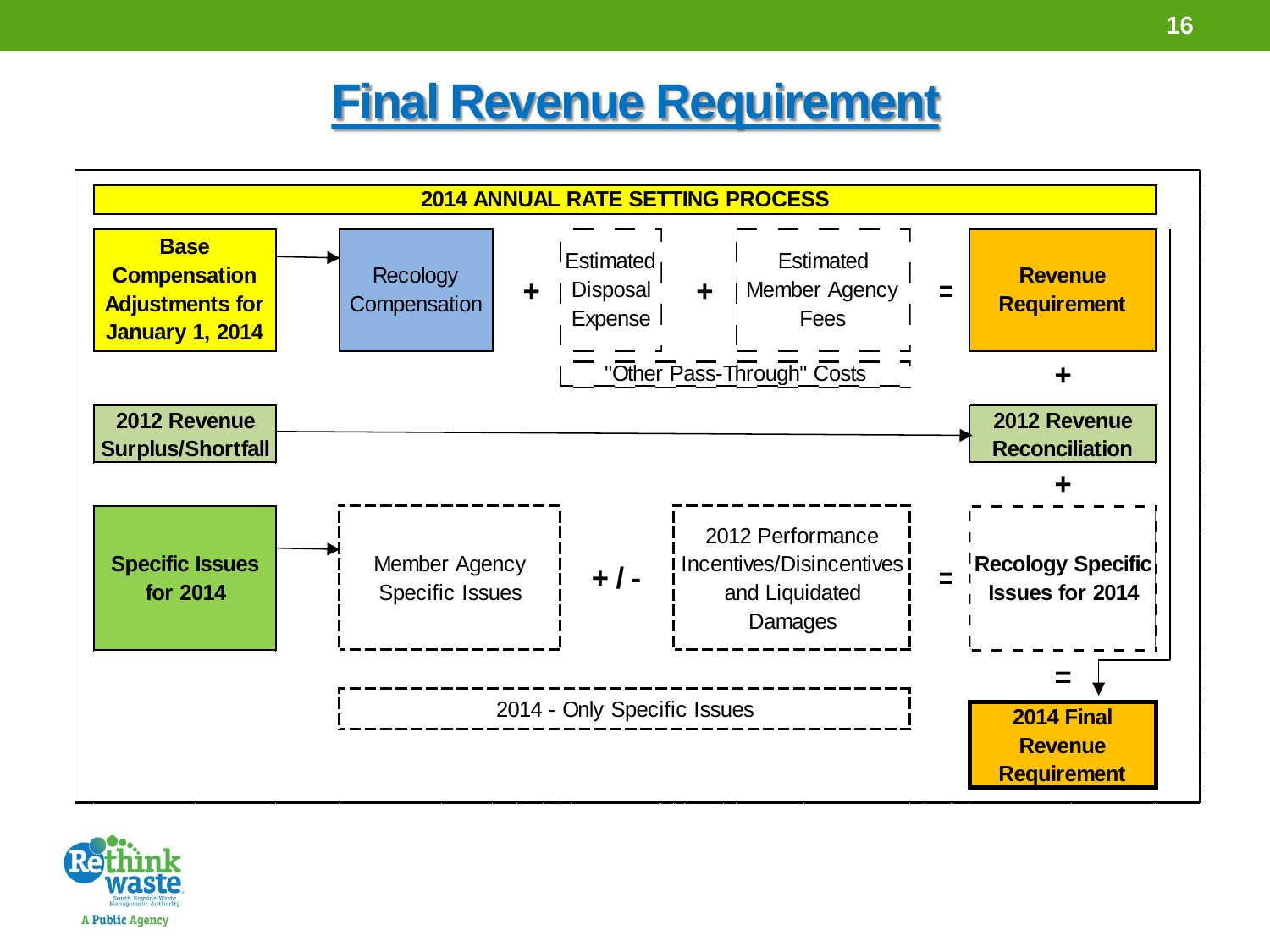# Final Revenue Requirement

**2014 ANNUAL RATE SETTING PROCESS**

**Base Compensation Adjustments for January 1, 2014** → Recology Compensation + Estimated Disposal Expense + Estimated Member Agency Fees = **Revenue Requirement**

"Other Pass-Through" Costs

\+

**2012 Revenue Surplus/Shortfall** → **2012 Revenue Reconciliation**

\+

**Specific Issues for 2014** → Member Agency Specific Issues +/- 2012 Performance Incentives/Disincentives and Liquidated Damages = **Recology Specific Issues for 2014**

2014 - Only Specific Issues

=

**2014 Final Revenue Requirement**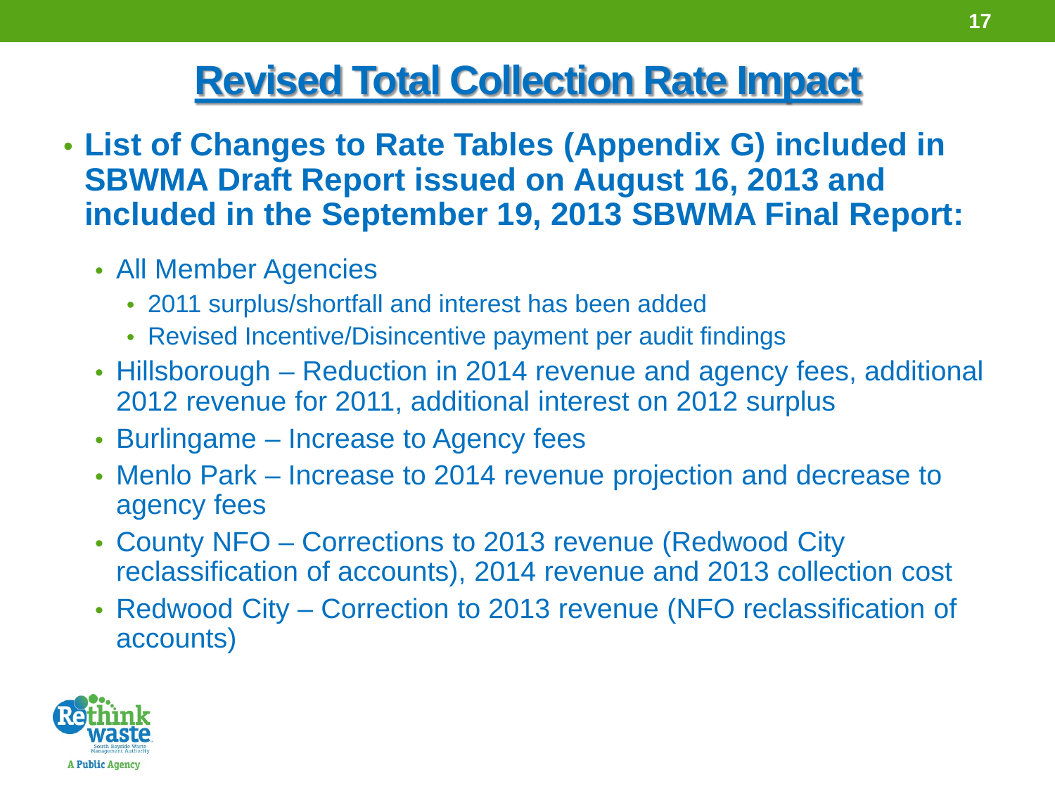# Revised Total Collection Rate Impact

- **List of Changes to Rate Tables (Appendix G) included in SBWMA Draft Report issued on August 16, 2013 and included in the September 19, 2013 SBWMA Final Report:**
  - All Member Agencies
    - 2011 surplus/shortfall and interest has been added
    - Revised Incentive/Disincentive payment per audit findings
  - Hillsborough – Reduction in 2014 revenue and agency fees, additional 2012 revenue for 2011, additional interest on 2012 surplus
  - Burlingame – Increase to Agency fees
  - Menlo Park – Increase to 2014 revenue projection and decrease to agency fees
  - County NFO – Corrections to 2013 revenue (Redwood City reclassification of accounts), 2014 revenue and 2013 collection cost
  - Redwood City – Correction to 2013 revenue (NFO reclassification of accounts)

Rethink waste
South Bayside Waste Management Authority
A Public Agency